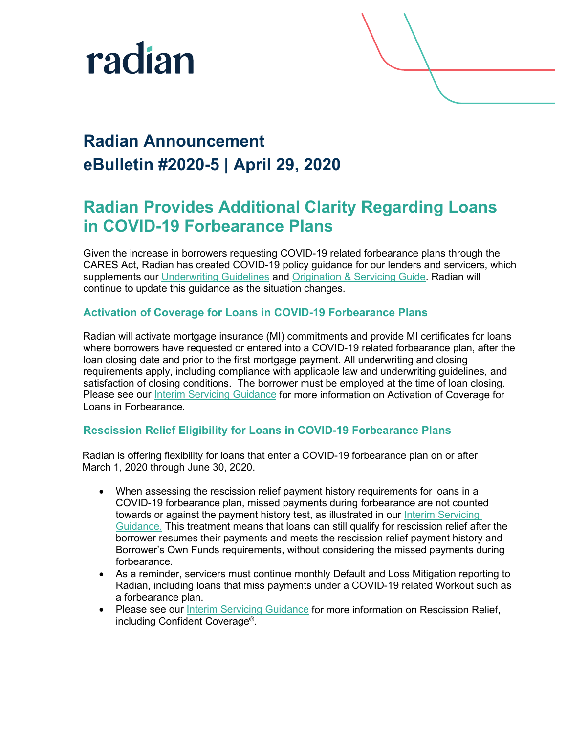radian

# Radian Announcement

# eBulletin #2020-5 | April 29, 2020

## Radian Provides Additional Clarity Regarding Loans in COVID-19 Forbearance Plans

Given the increase in borrowers requesting COVID-19 related forbearance plans through the CARES Act, Radian has created COVID-19 policy guidance for our lenders and servicers, which supplements our Underwriting Guidelines and Origination & Servicing Guide. Radian will continue to update this guidance as the situation changes.

### Activation of Coverage for Loans in COVID-19 Forbearance Plans

Radian will activate mortgage insurance (MI) commitments and provide MI certificates for loans where borrowers have requested or entered into a COVID-19 related forbearance plan, after the loan closing date and prior to the first mortgage payment. All underwriting and closing requirements apply, including compliance with applicable law and underwriting guidelines, and satisfaction of closing conditions. The borrower must be employed at the time of loan closing. Please see our Interim Servicing Guidance for more information on Activation of Coverage for Loans in Forbearance.

### Rescission Relief Eligibility for Loans in COVID-19 Forbearance Plans

Radian is offering flexibility for loans that enter a COVID-19 forbearance plan on or after March 1, 2020 through June 30, 2020.

- When assessing the rescission relief payment history requirements for loans in a COVID-19 forbearance plan, missed payments during forbearance are not counted towards or against the payment history test, as illustrated in our Interim Servicing Guidance. This treatment means that loans can still qualify for rescission relief after the borrower resumes their payments and meets the rescission relief payment history and Borrower's Own Funds requirements, without considering the missed payments during forbearance.
- As a reminder, servicers must continue monthly Default and Loss Mitigation reporting to Radian, including loans that miss payments under a COVID-19 related Workout such as a forbearance plan.
- Please see our Interim Servicing Guidance for more information on Rescission Relief, including Confident Coverage®.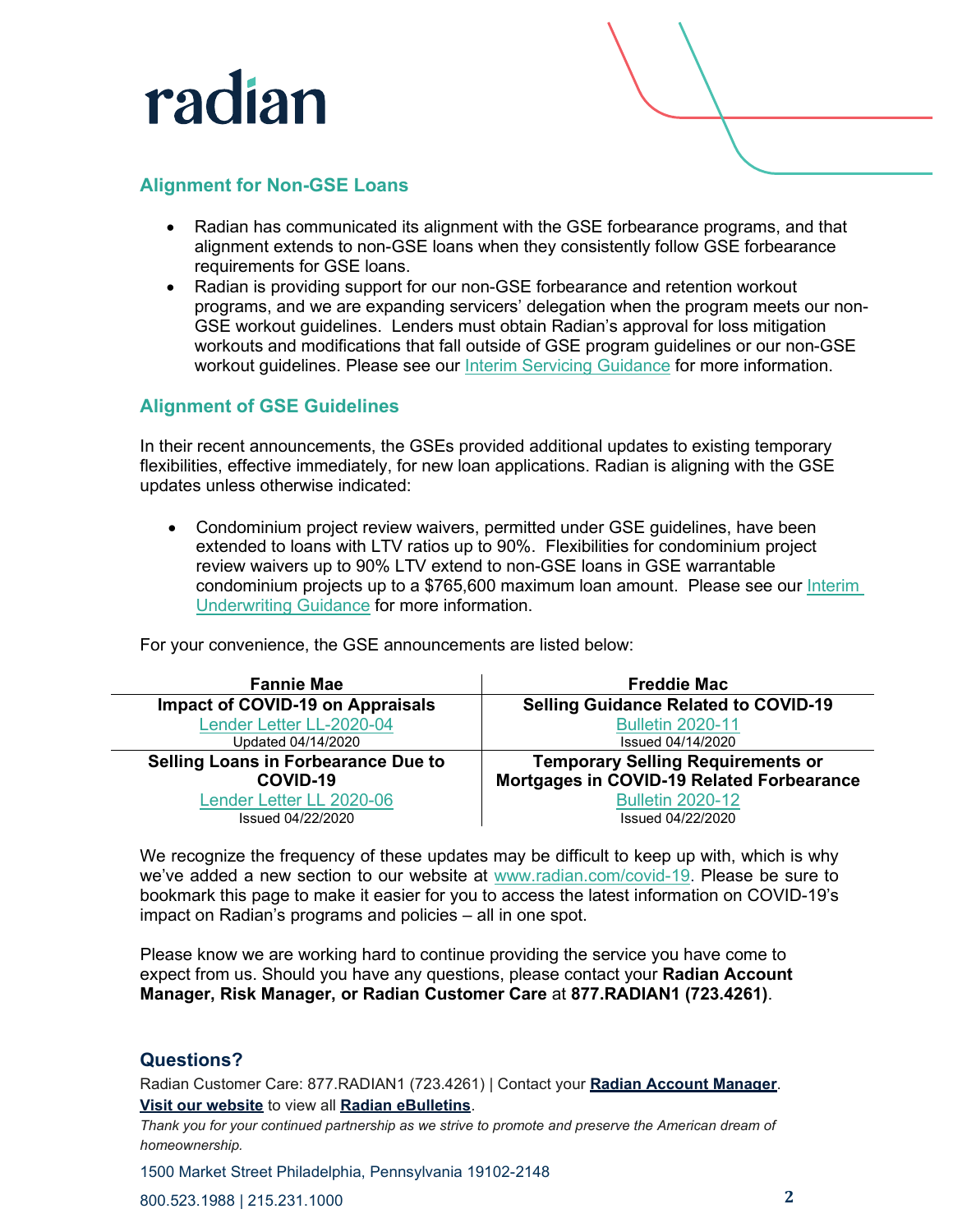## Alignment for Non-GSE Loans

- Radian has communicated its alignment with the GSE forbearance programs, and that alignment extends to non-GSE loans when they consistently follow GSE forbearance requirements for GSE loans.
- Radian is providing support for our non-GSE forbearance and retention workout programs, and we are expanding servicers' delegation when the program meets our non-GSE workout guidelines. Lenders must obtain Radian's approval for loss mitigation workouts and modifications that fall outside of GSE program guidelines or our non-GSE workout guidelines. Please see our Interim Servicing Guidance for more information.

## Alignment of GSE Guidelines

In their recent announcements, the GSEs provided additional updates to existing temporary flexibilities, effective immediately, for new loan applications. Radian is aligning with the GSE updates unless otherwise indicated:

- Condominium project review waivers, permitted under GSE guidelines, have been extended to loans with LTV ratios up to 90%. Flexibilities for condominium project review waivers up to 90% LTV extend to non-GSE loans in GSE warrantable condominium projects up to a $765,600 maximum loan amount. Please see our Interim Underwriting Guidance for more information.

For your convenience, the GSE announcements are listed below:

| Fannie Mae | Freddie Mac |
|---|---|
| **Impact of COVID-19 on Appraisals**<br>Lender Letter LL-2020-04<br>Updated 04/14/2020 | **Selling Guidance Related to COVID-19**<br>Bulletin 2020-11<br>Issued 04/14/2020 |
| **Selling Loans in Forbearance Due to COVID-19**<br>Lender Letter LL 2020-06<br>Issued 04/22/2020 | **Temporary Selling Requirements or Mortgages in COVID-19 Related Forbearance**<br>Bulletin 2020-12<br>Issued 04/22/2020 |

We recognize the frequency of these updates may be difficult to keep up with, which is why we've added a new section to our website at www.radian.com/covid-19. Please be sure to bookmark this page to make it easier for you to access the latest information on COVID-19's impact on Radian's programs and policies – all in one spot.

Please know we are working hard to continue providing the service you have come to expect from us. Should you have any questions, please contact your **Radian Account Manager, Risk Manager, or Radian Customer Care** at **877.RADIAN1 (723.4261)**.

## Questions?

Radian Customer Care: 877.RADIAN1 (723.4261) | Contact your **Radian Account Manager**.
**Visit our website** to view all **Radian eBulletins**.

*Thank you for your continued partnership as we strive to promote and preserve the American dream of homeownership.*

1500 Market Street Philadelphia, Pennsylvania 19102-2148

800.523.1988 | 215.231.1000